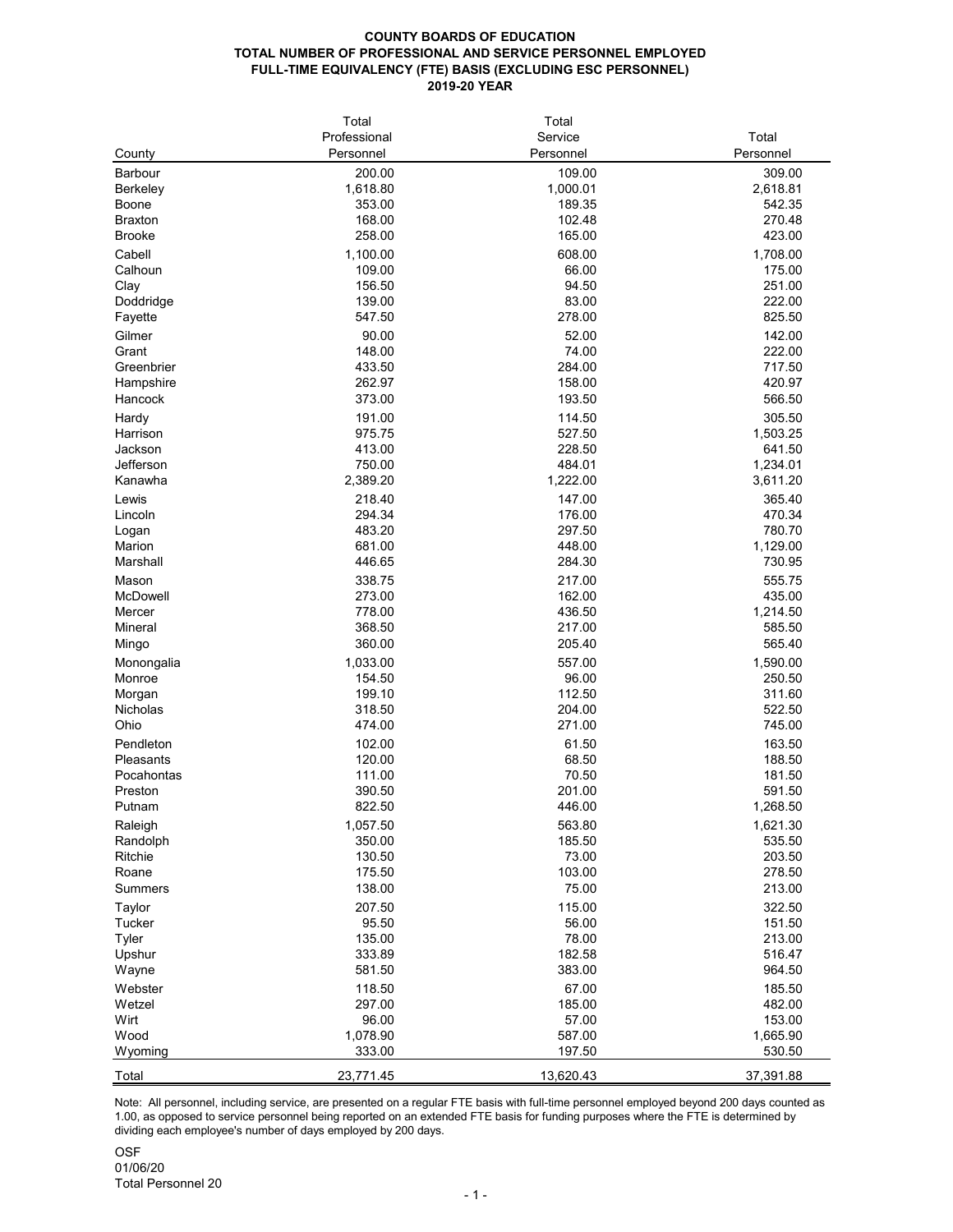**COUNTY BOARDS OF EDUCATION**
**TOTAL NUMBER OF PROFESSIONAL AND SERVICE PERSONNEL EMPLOYED**
**FULL-TIME EQUIVALENCY (FTE) BASIS (EXCLUDING ESC PERSONNEL)**
**2019-20 YEAR**

| County | Total Professional Personnel | Total Service Personnel | Total Personnel |
|---|---|---|---|
| Barbour | 200.00 | 109.00 | 309.00 |
| Berkeley | 1,618.80 | 1,000.01 | 2,618.81 |
| Boone | 353.00 | 189.35 | 542.35 |
| Braxton | 168.00 | 102.48 | 270.48 |
| Brooke | 258.00 | 165.00 | 423.00 |
| Cabell | 1,100.00 | 608.00 | 1,708.00 |
| Calhoun | 109.00 | 66.00 | 175.00 |
| Clay | 156.50 | 94.50 | 251.00 |
| Doddridge | 139.00 | 83.00 | 222.00 |
| Fayette | 547.50 | 278.00 | 825.50 |
| Gilmer | 90.00 | 52.00 | 142.00 |
| Grant | 148.00 | 74.00 | 222.00 |
| Greenbrier | 433.50 | 284.00 | 717.50 |
| Hampshire | 262.97 | 158.00 | 420.97 |
| Hancock | 373.00 | 193.50 | 566.50 |
| Hardy | 191.00 | 114.50 | 305.50 |
| Harrison | 975.75 | 527.50 | 1,503.25 |
| Jackson | 413.00 | 228.50 | 641.50 |
| Jefferson | 750.00 | 484.01 | 1,234.01 |
| Kanawha | 2,389.20 | 1,222.00 | 3,611.20 |
| Lewis | 218.40 | 147.00 | 365.40 |
| Lincoln | 294.34 | 176.00 | 470.34 |
| Logan | 483.20 | 297.50 | 780.70 |
| Marion | 681.00 | 448.00 | 1,129.00 |
| Marshall | 446.65 | 284.30 | 730.95 |
| Mason | 338.75 | 217.00 | 555.75 |
| McDowell | 273.00 | 162.00 | 435.00 |
| Mercer | 778.00 | 436.50 | 1,214.50 |
| Mineral | 368.50 | 217.00 | 585.50 |
| Mingo | 360.00 | 205.40 | 565.40 |
| Monongalia | 1,033.00 | 557.00 | 1,590.00 |
| Monroe | 154.50 | 96.00 | 250.50 |
| Morgan | 199.10 | 112.50 | 311.60 |
| Nicholas | 318.50 | 204.00 | 522.50 |
| Ohio | 474.00 | 271.00 | 745.00 |
| Pendleton | 102.00 | 61.50 | 163.50 |
| Pleasants | 120.00 | 68.50 | 188.50 |
| Pocahontas | 111.00 | 70.50 | 181.50 |
| Preston | 390.50 | 201.00 | 591.50 |
| Putnam | 822.50 | 446.00 | 1,268.50 |
| Raleigh | 1,057.50 | 563.80 | 1,621.30 |
| Randolph | 350.00 | 185.50 | 535.50 |
| Ritchie | 130.50 | 73.00 | 203.50 |
| Roane | 175.50 | 103.00 | 278.50 |
| Summers | 138.00 | 75.00 | 213.00 |
| Taylor | 207.50 | 115.00 | 322.50 |
| Tucker | 95.50 | 56.00 | 151.50 |
| Tyler | 135.00 | 78.00 | 213.00 |
| Upshur | 333.89 | 182.58 | 516.47 |
| Wayne | 581.50 | 383.00 | 964.50 |
| Webster | 118.50 | 67.00 | 185.50 |
| Wetzel | 297.00 | 185.00 | 482.00 |
| Wirt | 96.00 | 57.00 | 153.00 |
| Wood | 1,078.90 | 587.00 | 1,665.90 |
| Wyoming | 333.00 | 197.50 | 530.50 |
| Total | 23,771.45 | 13,620.43 | 37,391.88 |

Note: All personnel, including service, are presented on a regular FTE basis with full-time personnel employed beyond 200 days counted as 1.00, as opposed to service personnel being reported on an extended FTE basis for funding purposes where the FTE is determined by dividing each employee's number of days employed by 200 days.

OSF
01/06/20
Total Personnel 20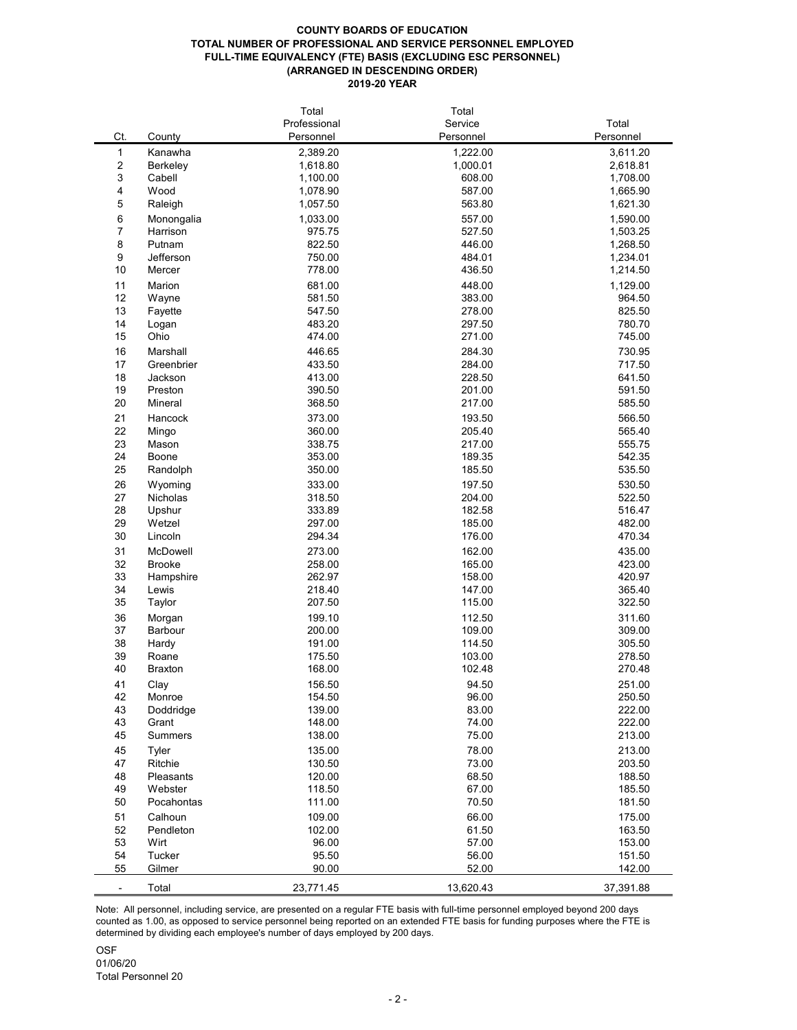**COUNTY BOARDS OF EDUCATION**
**TOTAL NUMBER OF PROFESSIONAL AND SERVICE PERSONNEL EMPLOYED**
**FULL-TIME EQUIVALENCY (FTE) BASIS (EXCLUDING ESC PERSONNEL)**
**(ARRANGED IN DESCENDING ORDER)**
**2019-20 YEAR**

| Ct. | County | Total Professional Personnel | Total Service Personnel | Total Personnel |
|---|---|---|---|---|
| 1 | Kanawha | 2,389.20 | 1,222.00 | 3,611.20 |
| 2 | Berkeley | 1,618.80 | 1,000.01 | 2,618.81 |
| 3 | Cabell | 1,100.00 | 608.00 | 1,708.00 |
| 4 | Wood | 1,078.90 | 587.00 | 1,665.90 |
| 5 | Raleigh | 1,057.50 | 563.80 | 1,621.30 |
| 6 | Monongalia | 1,033.00 | 557.00 | 1,590.00 |
| 7 | Harrison | 975.75 | 527.50 | 1,503.25 |
| 8 | Putnam | 822.50 | 446.00 | 1,268.50 |
| 9 | Jefferson | 750.00 | 484.01 | 1,234.01 |
| 10 | Mercer | 778.00 | 436.50 | 1,214.50 |
| 11 | Marion | 681.00 | 448.00 | 1,129.00 |
| 12 | Wayne | 581.50 | 383.00 | 964.50 |
| 13 | Fayette | 547.50 | 278.00 | 825.50 |
| 14 | Logan | 483.20 | 297.50 | 780.70 |
| 15 | Ohio | 474.00 | 271.00 | 745.00 |
| 16 | Marshall | 446.65 | 284.30 | 730.95 |
| 17 | Greenbrier | 433.50 | 284.00 | 717.50 |
| 18 | Jackson | 413.00 | 228.50 | 641.50 |
| 19 | Preston | 390.50 | 201.00 | 591.50 |
| 20 | Mineral | 368.50 | 217.00 | 585.50 |
| 21 | Hancock | 373.00 | 193.50 | 566.50 |
| 22 | Mingo | 360.00 | 205.40 | 565.40 |
| 23 | Mason | 338.75 | 217.00 | 555.75 |
| 24 | Boone | 353.00 | 189.35 | 542.35 |
| 25 | Randolph | 350.00 | 185.50 | 535.50 |
| 26 | Wyoming | 333.00 | 197.50 | 530.50 |
| 27 | Nicholas | 318.50 | 204.00 | 522.50 |
| 28 | Upshur | 333.89 | 182.58 | 516.47 |
| 29 | Wetzel | 297.00 | 185.00 | 482.00 |
| 30 | Lincoln | 294.34 | 176.00 | 470.34 |
| 31 | McDowell | 273.00 | 162.00 | 435.00 |
| 32 | Brooke | 258.00 | 165.00 | 423.00 |
| 33 | Hampshire | 262.97 | 158.00 | 420.97 |
| 34 | Lewis | 218.40 | 147.00 | 365.40 |
| 35 | Taylor | 207.50 | 115.00 | 322.50 |
| 36 | Morgan | 199.10 | 112.50 | 311.60 |
| 37 | Barbour | 200.00 | 109.00 | 309.00 |
| 38 | Hardy | 191.00 | 114.50 | 305.50 |
| 39 | Roane | 175.50 | 103.00 | 278.50 |
| 40 | Braxton | 168.00 | 102.48 | 270.48 |
| 41 | Clay | 156.50 | 94.50 | 251.00 |
| 42 | Monroe | 154.50 | 96.00 | 250.50 |
| 43 | Doddridge | 139.00 | 83.00 | 222.00 |
| 43 | Grant | 148.00 | 74.00 | 222.00 |
| 45 | Summers | 138.00 | 75.00 | 213.00 |
| 45 | Tyler | 135.00 | 78.00 | 213.00 |
| 47 | Ritchie | 130.50 | 73.00 | 203.50 |
| 48 | Pleasants | 120.00 | 68.50 | 188.50 |
| 49 | Webster | 118.50 | 67.00 | 185.50 |
| 50 | Pocahontas | 111.00 | 70.50 | 181.50 |
| 51 | Calhoun | 109.00 | 66.00 | 175.00 |
| 52 | Pendleton | 102.00 | 61.50 | 163.50 |
| 53 | Wirt | 96.00 | 57.00 | 153.00 |
| 54 | Tucker | 95.50 | 56.00 | 151.50 |
| 55 | Gilmer | 90.00 | 52.00 | 142.00 |
| - | Total | 23,771.45 | 13,620.43 | 37,391.88 |

Note: All personnel, including service, are presented on a regular FTE basis with full-time personnel employed beyond 200 days counted as 1.00, as opposed to service personnel being reported on an extended FTE basis for funding purposes where the FTE is determined by dividing each employee's number of days employed by 200 days.

OSF
01/06/20
Total Personnel 20